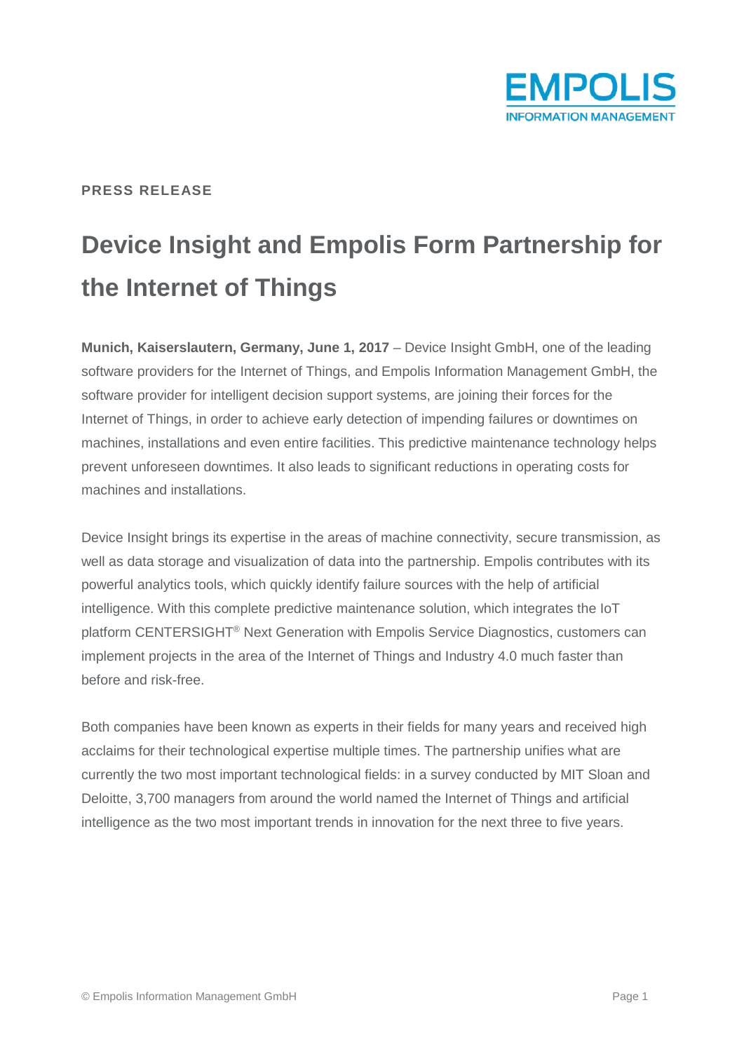**PRESS RELEASE**

# Device Insight and Empolis Form Partnership for the Internet of Things

**Munich, Kaiserslautern, Germany, June 1, 2017** – Device Insight GmbH, one of the leading software providers for the Internet of Things, and Empolis Information Management GmbH, the software provider for intelligent decision support systems, are joining their forces for the Internet of Things, in order to achieve early detection of impending failures or downtimes on machines, installations and even entire facilities. This predictive maintenance technology helps prevent unforeseen downtimes. It also leads to significant reductions in operating costs for machines and installations.

Device Insight brings its expertise in the areas of machine connectivity, secure transmission, as well as data storage and visualization of data into the partnership. Empolis contributes with its powerful analytics tools, which quickly identify failure sources with the help of artificial intelligence. With this complete predictive maintenance solution, which integrates the IoT platform CENTERSIGHT® Next Generation with Empolis Service Diagnostics, customers can implement projects in the area of the Internet of Things and Industry 4.0 much faster than before and risk-free.

Both companies have been known as experts in their fields for many years and received high acclaims for their technological expertise multiple times. The partnership unifies what are currently the two most important technological fields: in a survey conducted by MIT Sloan and Deloitte, 3,700 managers from around the world named the Internet of Things and artificial intelligence as the two most important trends in innovation for the next three to five years.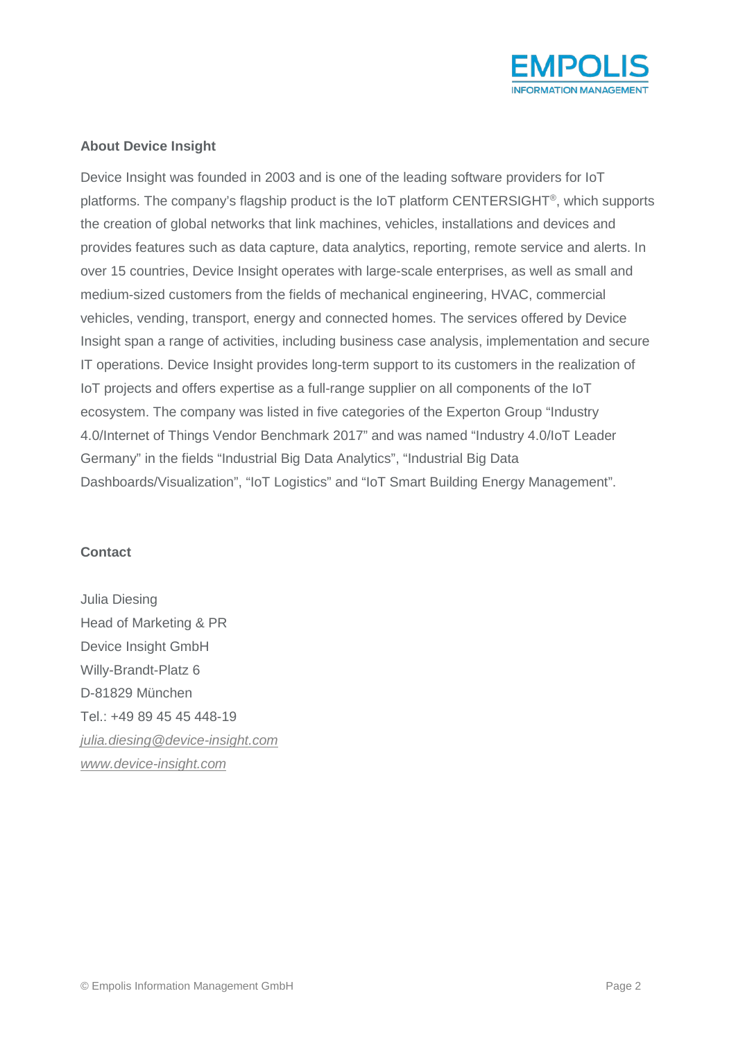**About Device Insight**

Device Insight was founded in 2003 and is one of the leading software providers for IoT platforms. The company's flagship product is the IoT platform CENTERSIGHT®, which supports the creation of global networks that link machines, vehicles, installations and devices and provides features such as data capture, data analytics, reporting, remote service and alerts. In over 15 countries, Device Insight operates with large-scale enterprises, as well as small and medium-sized customers from the fields of mechanical engineering, HVAC, commercial vehicles, vending, transport, energy and connected homes. The services offered by Device Insight span a range of activities, including business case analysis, implementation and secure IT operations. Device Insight provides long-term support to its customers in the realization of IoT projects and offers expertise as a full-range supplier on all components of the IoT ecosystem. The company was listed in five categories of the Experton Group "Industry 4.0/Internet of Things Vendor Benchmark 2017" and was named "Industry 4.0/IoT Leader Germany" in the fields "Industrial Big Data Analytics", "Industrial Big Data Dashboards/Visualization", "IoT Logistics" and "IoT Smart Building Energy Management".

**Contact**

Julia Diesing
Head of Marketing & PR
Device Insight GmbH
Willy-Brandt-Platz 6
D-81829 München
Tel.: +49 89 45 45 448-19
*julia.diesing@device-insight.com*
*www.device-insight.com*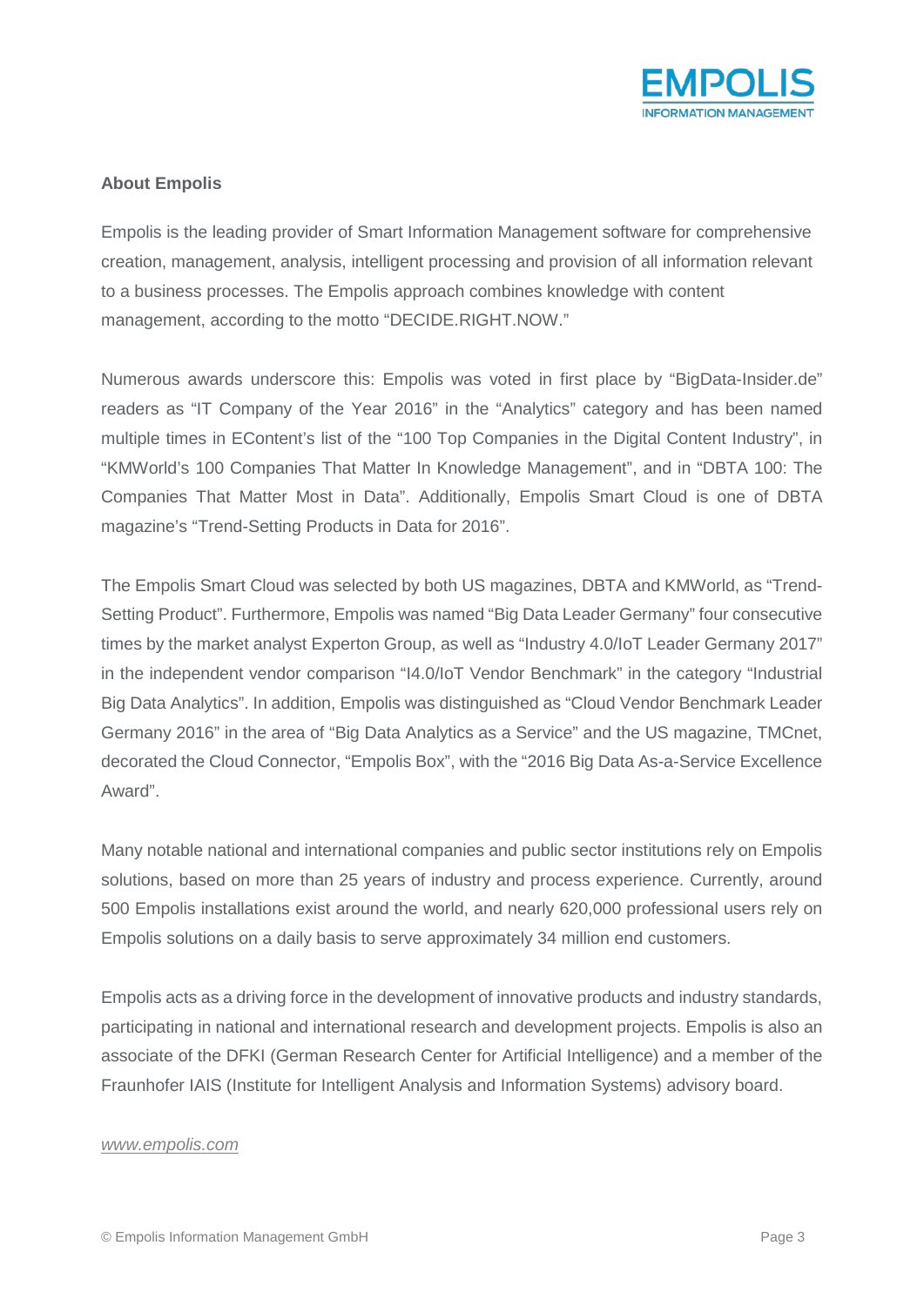**About Empolis**

Empolis is the leading provider of Smart Information Management software for comprehensive creation, management, analysis, intelligent processing and provision of all information relevant to a business processes. The Empolis approach combines knowledge with content management, according to the motto "DECIDE.RIGHT.NOW."

Numerous awards underscore this: Empolis was voted in first place by "BigData-Insider.de" readers as "IT Company of the Year 2016" in the "Analytics" category and has been named multiple times in EContent's list of the "100 Top Companies in the Digital Content Industry", in "KMWorld's 100 Companies That Matter In Knowledge Management", and in "DBTA 100: The Companies That Matter Most in Data". Additionally, Empolis Smart Cloud is one of DBTA magazine's "Trend-Setting Products in Data for 2016".

The Empolis Smart Cloud was selected by both US magazines, DBTA and KMWorld, as "Trend-Setting Product". Furthermore, Empolis was named "Big Data Leader Germany" four consecutive times by the market analyst Experton Group, as well as "Industry 4.0/IoT Leader Germany 2017" in the independent vendor comparison "I4.0/IoT Vendor Benchmark" in the category "Industrial Big Data Analytics". In addition, Empolis was distinguished as "Cloud Vendor Benchmark Leader Germany 2016" in the area of "Big Data Analytics as a Service" and the US magazine, TMCnet, decorated the Cloud Connector, "Empolis Box", with the "2016 Big Data As-a-Service Excellence Award".

Many notable national and international companies and public sector institutions rely on Empolis solutions, based on more than 25 years of industry and process experience. Currently, around 500 Empolis installations exist around the world, and nearly 620,000 professional users rely on Empolis solutions on a daily basis to serve approximately 34 million end customers.

Empolis acts as a driving force in the development of innovative products and industry standards, participating in national and international research and development projects. Empolis is also an associate of the DFKI (German Research Center for Artificial Intelligence) and a member of the Fraunhofer IAIS (Institute for Intelligent Analysis and Information Systems) advisory board.

*www.empolis.com*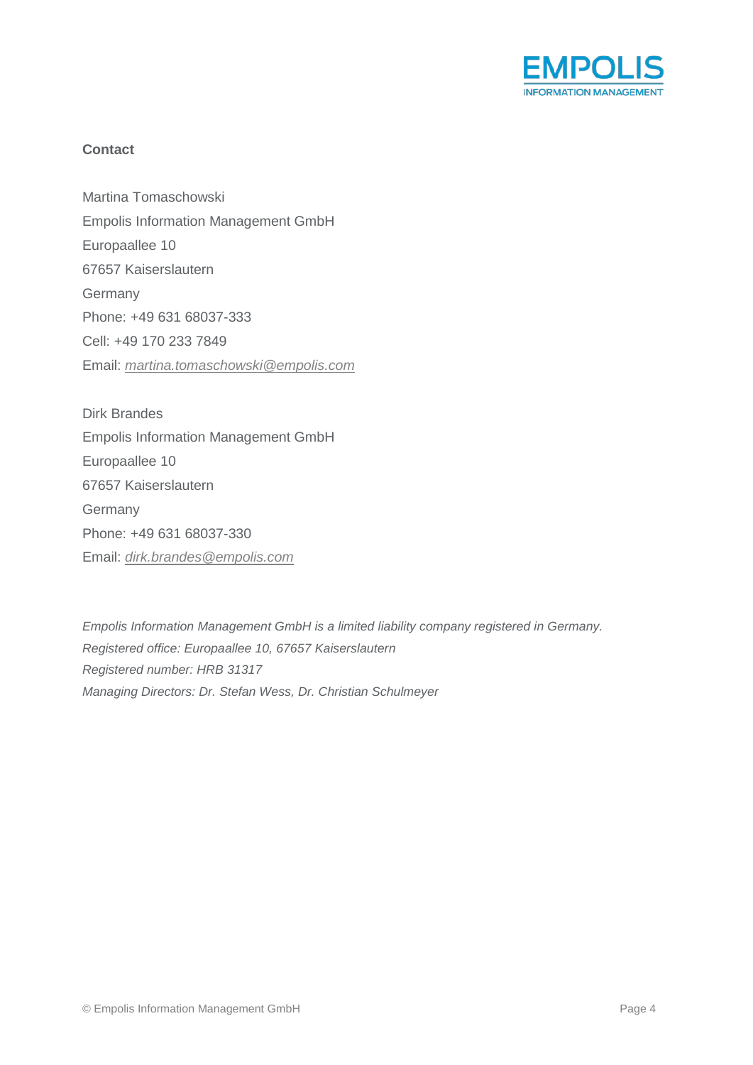**Contact**

Martina Tomaschowski
Empolis Information Management GmbH
Europaallee 10
67657 Kaiserslautern
Germany
Phone: +49 631 68037-333
Cell: +49 170 233 7849
Email: *martina.tomaschowski@empolis.com*

Dirk Brandes
Empolis Information Management GmbH
Europaallee 10
67657 Kaiserslautern
Germany
Phone: +49 631 68037-330
Email: *dirk.brandes@empolis.com*

*Empolis Information Management GmbH is a limited liability company registered in Germany.*
*Registered office: Europaallee 10, 67657 Kaiserslautern*
*Registered number: HRB 31317*
*Managing Directors: Dr. Stefan Wess, Dr. Christian Schulmeyer*